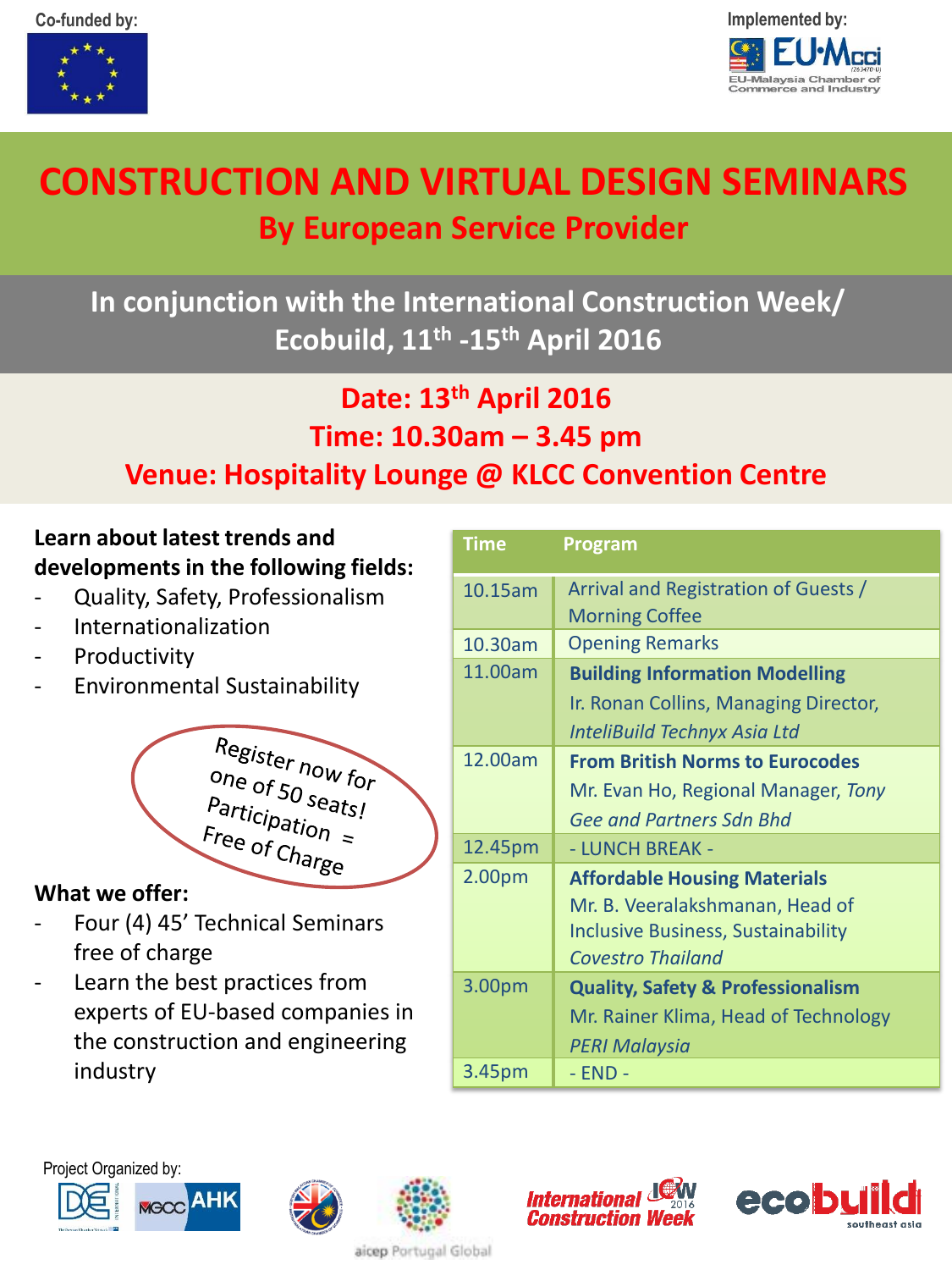Co-funded by:

Implemented by:

EU-Malaysia Chamber of Commerce and Industry

# CONSTRUCTION AND VIRTUAL DESIGN SEMINARS

## By European Service Provider

### In conjunction with the International Construction Week/ Ecobuild, 11th -15th April 2016

**Date: 13th April 2016**
**Time: 10.30am – 3.45 pm**
**Venue: Hospitality Lounge @ KLCC Convention Centre**

**Learn about latest trends and developments in the following fields:**

- Quality, Safety, Professionalism
- Internationalization
- Productivity
- Environmental Sustainability

Register now for one of 50 seats! Participation = Free of Charge

**What we offer:**

- Four (4) 45' Technical Seminars free of charge
- Learn the best practices from experts of EU-based companies in the construction and engineering industry

| Time | Program |
|---|---|
| 10.15am | Arrival and Registration of Guests / Morning Coffee |
| 10.30am | Opening Remarks |
| 11.00am | **Building Information Modelling**<br>Ir. Ronan Collins, Managing Director, *InteliBuild Technyx Asia Ltd* |
| 12.00am | **From British Norms to Eurocodes**<br>Mr. Evan Ho, Regional Manager, *Tony Gee and Partners Sdn Bhd* |
| 12.45pm | - LUNCH BREAK - |
| 2.00pm | **Affordable Housing Materials**<br>Mr. B. Veeralakshmanan, Head of Inclusive Business, Sustainability *Covestro Thailand* |
| 3.00pm | **Quality, Safety & Professionalism**<br>Mr. Rainer Klima, Head of Technology *PERI Malaysia* |
| 3.45pm | - END - |

Project Organized by:

MGCC AHK

aicep Portugal Global

International Construction Week ICW 2016

ecobuild southeast asia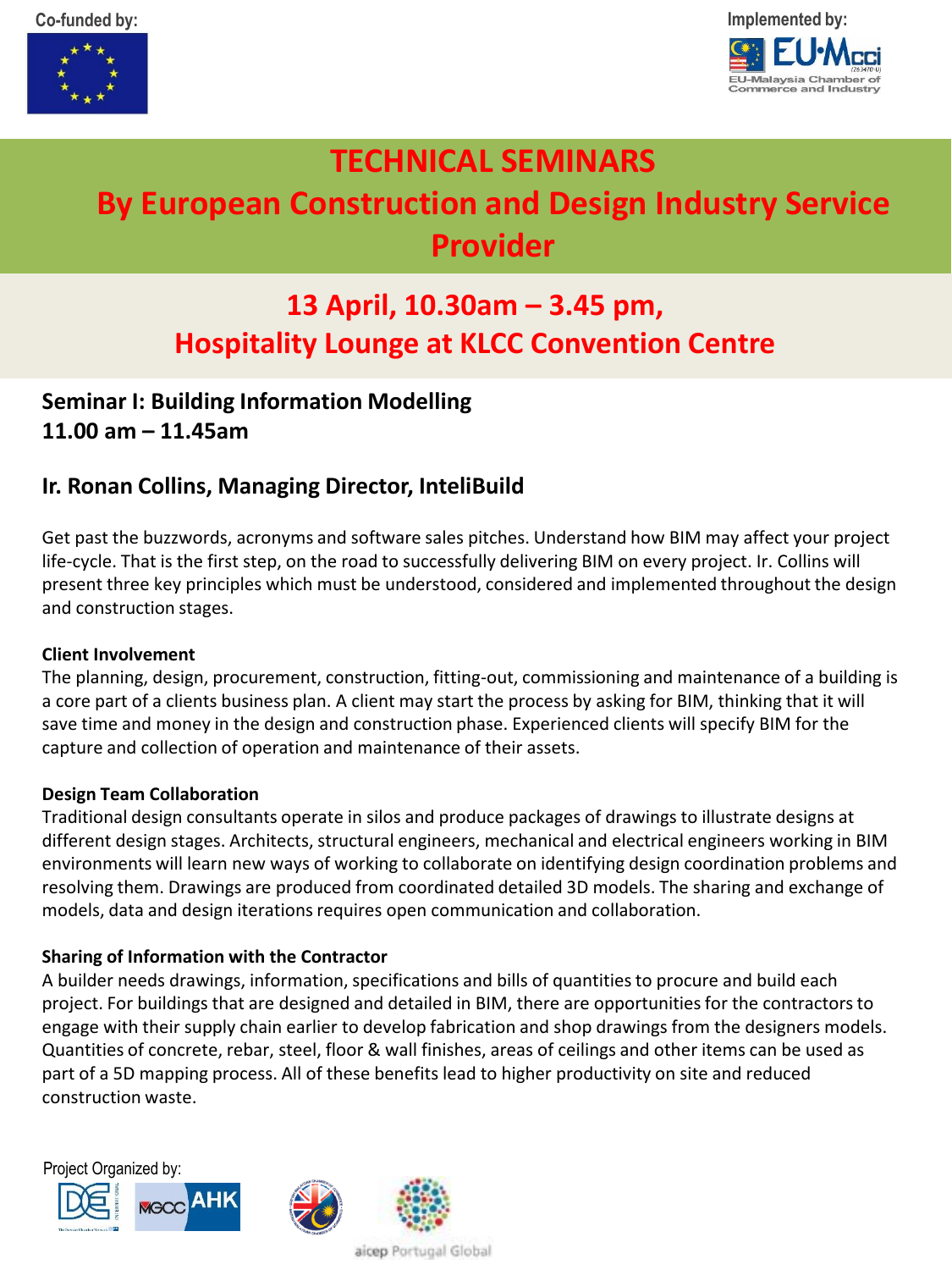Co-funded by:

Implemented by:

EU-Malaysia Chamber of Commerce and Industry

# TECHNICAL SEMINARS

# By European Construction and Design Industry Service Provider

## 13 April, 10.30am – 3.45 pm,

## Hospitality Lounge at KLCC Convention Centre

### Seminar I: Building Information Modelling
### 11.00 am – 11.45am

### Ir. Ronan Collins, Managing Director, InteliBuild

Get past the buzzwords, acronyms and software sales pitches. Understand how BIM may affect your project life-cycle. That is the first step, on the road to successfully delivering BIM on every project. Ir. Collins will present three key principles which must be understood, considered and implemented throughout the design and construction stages.

**Client Involvement**

The planning, design, procurement, construction, fitting-out, commissioning and maintenance of a building is a core part of a clients business plan. A client may start the process by asking for BIM, thinking that it will save time and money in the design and construction phase. Experienced clients will specify BIM for the capture and collection of operation and maintenance of their assets.

**Design Team Collaboration**

Traditional design consultants operate in silos and produce packages of drawings to illustrate designs at different design stages. Architects, structural engineers, mechanical and electrical engineers working in BIM environments will learn new ways of working to collaborate on identifying design coordination problems and resolving them. Drawings are produced from coordinated detailed 3D models. The sharing and exchange of models, data and design iterations requires open communication and collaboration.

**Sharing of Information with the Contractor**

A builder needs drawings, information, specifications and bills of quantities to procure and build each project. For buildings that are designed and detailed in BIM, there are opportunities for the contractors to engage with their supply chain earlier to develop fabrication and shop drawings from the designers models. Quantities of concrete, rebar, steel, floor & wall finishes, areas of ceilings and other items can be used as part of a 5D mapping process. All of these benefits lead to higher productivity on site and reduced construction waste.

Project Organized by:

aicep Portugal Global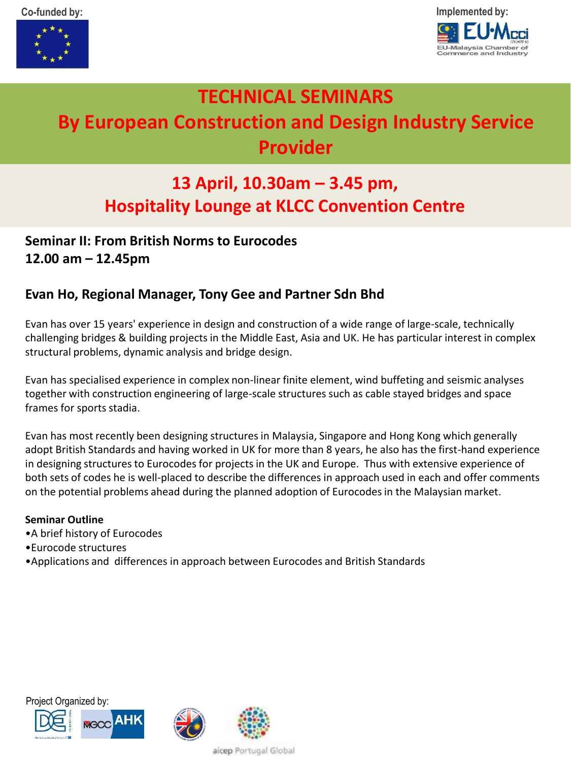Co-funded by:

Implemented by:

EU-Malaysia Chamber of Commerce and Industry

# TECHNICAL SEMINARS
# By European Construction and Design Industry Service Provider

## 13 April, 10.30am – 3.45 pm,
## Hospitality Lounge at KLCC Convention Centre

### Seminar II: From British Norms to Eurocodes
### 12.00 am – 12.45pm

### Evan Ho, Regional Manager, Tony Gee and Partner Sdn Bhd

Evan has over 15 years' experience in design and construction of a wide range of large-scale, technically challenging bridges & building projects in the Middle East, Asia and UK. He has particular interest in complex structural problems, dynamic analysis and bridge design.

Evan has specialised experience in complex non-linear finite element, wind buffeting and seismic analyses together with construction engineering of large-scale structures such as cable stayed bridges and space frames for sports stadia.

Evan has most recently been designing structures in Malaysia, Singapore and Hong Kong which generally adopt British Standards and having worked in UK for more than 8 years, he also has the first-hand experience in designing structures to Eurocodes for projects in the UK and Europe. Thus with extensive experience of both sets of codes he is well-placed to describe the differences in approach used in each and offer comments on the potential problems ahead during the planned adoption of Eurocodes in the Malaysian market.

**Seminar Outline**

- A brief history of Eurocodes
- Eurocode structures
- Applications and differences in approach between Eurocodes and British Standards

Project Organized by:

aicep Portugal Global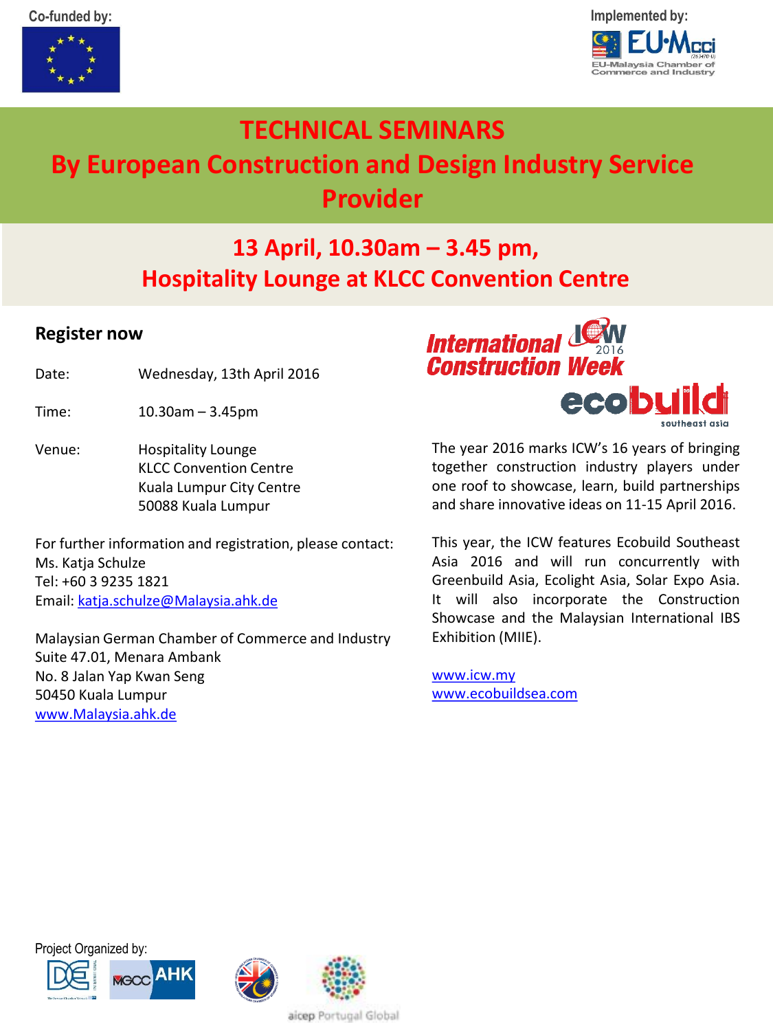Co-funded by:

Implemented by:

EU-Malaysia Chamber of Commerce and Industry

# TECHNICAL SEMINARS
# By European Construction and Design Industry Service Provider

## 13 April, 10.30am – 3.45 pm,
## Hospitality Lounge at KLCC Convention Centre

### Register now

Date: Wednesday, 13th April 2016

Time: 10.30am – 3.45pm

Venue: Hospitality Lounge
KLCC Convention Centre
Kuala Lumpur City Centre
50088 Kuala Lumpur

For further information and registration, please contact:
Ms. Katja Schulze
Tel: +60 3 9235 1821
Email: katja.schulze@Malaysia.ahk.de

Malaysian German Chamber of Commerce and Industry
Suite 47.01, Menara Ambank
No. 8 Jalan Yap Kwan Seng
50450 Kuala Lumpur
www.Malaysia.ahk.de

International Construction Week ICW 2016

ecobuild southeast asia

The year 2016 marks ICW's 16 years of bringing together construction industry players under one roof to showcase, learn, build partnerships and share innovative ideas on 11-15 April 2016.

This year, the ICW features Ecobuild Southeast Asia 2016 and will run concurrently with Greenbuild Asia, Ecolight Asia, Solar Expo Asia. It will also incorporate the Construction Showcase and the Malaysian International IBS Exhibition (MIIE).

www.icw.my
www.ecobuildsea.com

Project Organized by:

aicep Portugal Global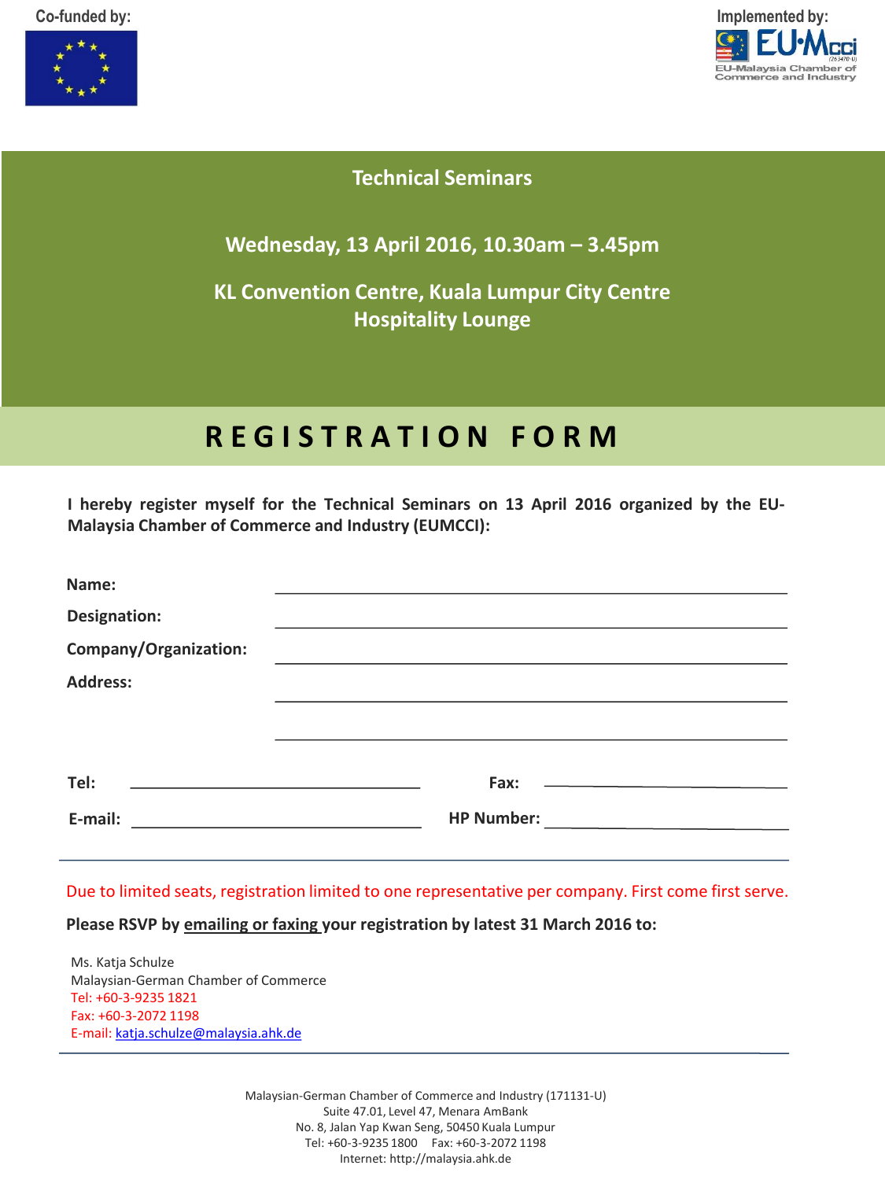Co-funded by:

Implemented by:

EU-Malaysia Chamber of Commerce and Industry

## Technical Seminars

**Wednesday, 13 April 2016, 10.30am – 3.45pm**

**KL Convention Centre, Kuala Lumpur City Centre**
**Hospitality Lounge**

# REGISTRATION FORM

**I hereby register myself for the Technical Seminars on 13 April 2016 organized by the EU-Malaysia Chamber of Commerce and Industry (EUMCCI):**

**Name:** ______________________________

**Designation:** ______________________________

**Company/Organization:** ______________________________

**Address:** ______________________________

______________________________

**Tel:** ____________________ **Fax:** ____________________

**E-mail:** ____________________ **HP Number:** ____________________

---

Due to limited seats, registration limited to one representative per company. First come first serve.

**Please RSVP by emailing or faxing your registration by latest 31 March 2016 to:**

Ms. Katja Schulze
Malaysian-German Chamber of Commerce
Tel: +60-3-9235 1821
Fax: +60-3-2072 1198
E-mail: katja.schulze@malaysia.ahk.de

---

Malaysian-German Chamber of Commerce and Industry (171131-U)
Suite 47.01, Level 47, Menara AmBank
No. 8, Jalan Yap Kwan Seng, 50450 Kuala Lumpur
Tel: +60-3-9235 1800 Fax: +60-3-2072 1198
Internet: http://malaysia.ahk.de